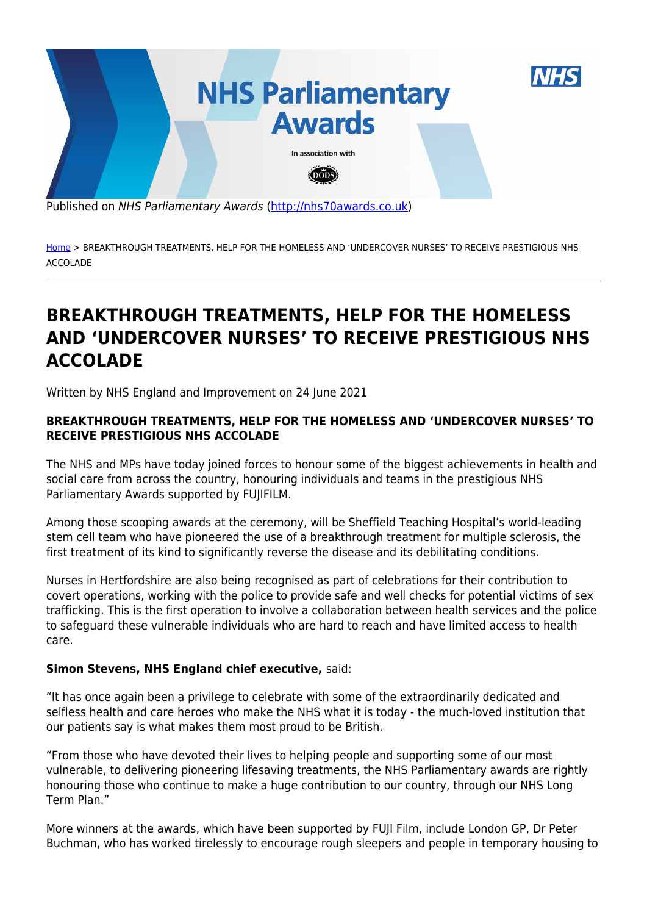Published on *NHS Parliamentary Awards* (http://nhs70awards.co.uk)

Home > BREAKTHROUGH TREATMENTS, HELP FOR THE HOMELESS AND 'UNDERCOVER NURSES' TO RECEIVE PRESTIGIOUS NHS ACCOLADE

# BREAKTHROUGH TREATMENTS, HELP FOR THE HOMELESS AND 'UNDERCOVER NURSES' TO RECEIVE PRESTIGIOUS NHS ACCOLADE

Written by NHS England and Improvement on 24 June 2021

**BREAKTHROUGH TREATMENTS, HELP FOR THE HOMELESS AND 'UNDERCOVER NURSES' TO RECEIVE PRESTIGIOUS NHS ACCOLADE**

The NHS and MPs have today joined forces to honour some of the biggest achievements in health and social care from across the country, honouring individuals and teams in the prestigious NHS Parliamentary Awards supported by FUJIFILM.

Among those scooping awards at the ceremony, will be Sheffield Teaching Hospital's world-leading stem cell team who have pioneered the use of a breakthrough treatment for multiple sclerosis, the first treatment of its kind to significantly reverse the disease and its debilitating conditions.

Nurses in Hertfordshire are also being recognised as part of celebrations for their contribution to covert operations, working with the police to provide safe and well checks for potential victims of sex trafficking. This is the first operation to involve a collaboration between health services and the police to safeguard these vulnerable individuals who are hard to reach and have limited access to health care.

**Simon Stevens, NHS England chief executive,** said:

"It has once again been a privilege to celebrate with some of the extraordinarily dedicated and selfless health and care heroes who make the NHS what it is today - the much-loved institution that our patients say is what makes them most proud to be British.

"From those who have devoted their lives to helping people and supporting some of our most vulnerable, to delivering pioneering lifesaving treatments, the NHS Parliamentary awards are rightly honouring those who continue to make a huge contribution to our country, through our NHS Long Term Plan."

More winners at the awards, which have been supported by FUJI Film, include London GP, Dr Peter Buchman, who has worked tirelessly to encourage rough sleepers and people in temporary housing to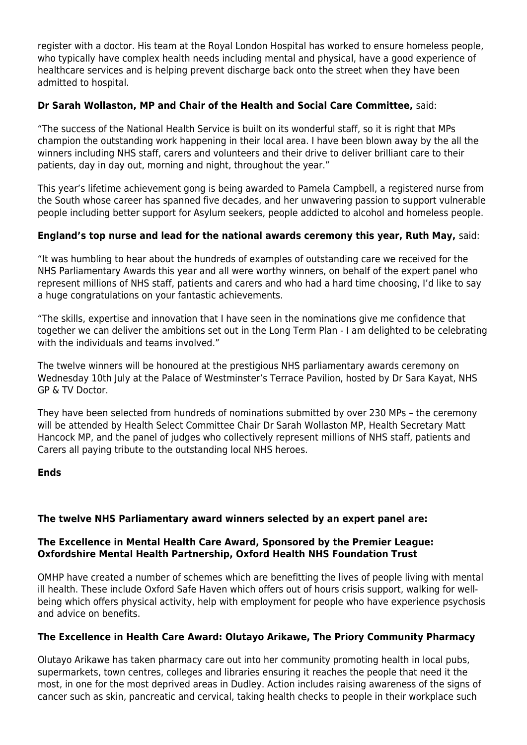register with a doctor. His team at the Royal London Hospital has worked to ensure homeless people, who typically have complex health needs including mental and physical, have a good experience of healthcare services and is helping prevent discharge back onto the street when they have been admitted to hospital.

**Dr Sarah Wollaston, MP and Chair of the Health and Social Care Committee,** said:

"The success of the National Health Service is built on its wonderful staff, so it is right that MPs champion the outstanding work happening in their local area. I have been blown away by the all the winners including NHS staff, carers and volunteers and their drive to deliver brilliant care to their patients, day in day out, morning and night, throughout the year."

This year's lifetime achievement gong is being awarded to Pamela Campbell, a registered nurse from the South whose career has spanned five decades, and her unwavering passion to support vulnerable people including better support for Asylum seekers, people addicted to alcohol and homeless people.

**England's top nurse and lead for the national awards ceremony this year, Ruth May,** said:

"It was humbling to hear about the hundreds of examples of outstanding care we received for the NHS Parliamentary Awards this year and all were worthy winners, on behalf of the expert panel who represent millions of NHS staff, patients and carers and who had a hard time choosing, I'd like to say a huge congratulations on your fantastic achievements.

"The skills, expertise and innovation that I have seen in the nominations give me confidence that together we can deliver the ambitions set out in the Long Term Plan - I am delighted to be celebrating with the individuals and teams involved."

The twelve winners will be honoured at the prestigious NHS parliamentary awards ceremony on Wednesday 10th July at the Palace of Westminster's Terrace Pavilion, hosted by Dr Sara Kayat, NHS GP & TV Doctor.

They have been selected from hundreds of nominations submitted by over 230 MPs – the ceremony will be attended by Health Select Committee Chair Dr Sarah Wollaston MP, Health Secretary Matt Hancock MP, and the panel of judges who collectively represent millions of NHS staff, patients and Carers all paying tribute to the outstanding local NHS heroes.

**Ends**

**The twelve NHS Parliamentary award winners selected by an expert panel are:**

**The Excellence in Mental Health Care Award, Sponsored by the Premier League: Oxfordshire Mental Health Partnership, Oxford Health NHS Foundation Trust**

OMHP have created a number of schemes which are benefitting the lives of people living with mental ill health. These include Oxford Safe Haven which offers out of hours crisis support, walking for well-being which offers physical activity, help with employment for people who have experience psychosis and advice on benefits.

**The Excellence in Health Care Award: Olutayo Arikawe, The Priory Community Pharmacy**

Olutayo Arikawe has taken pharmacy care out into her community promoting health in local pubs, supermarkets, town centres, colleges and libraries ensuring it reaches the people that need it the most, in one for the most deprived areas in Dudley. Action includes raising awareness of the signs of cancer such as skin, pancreatic and cervical, taking health checks to people in their workplace such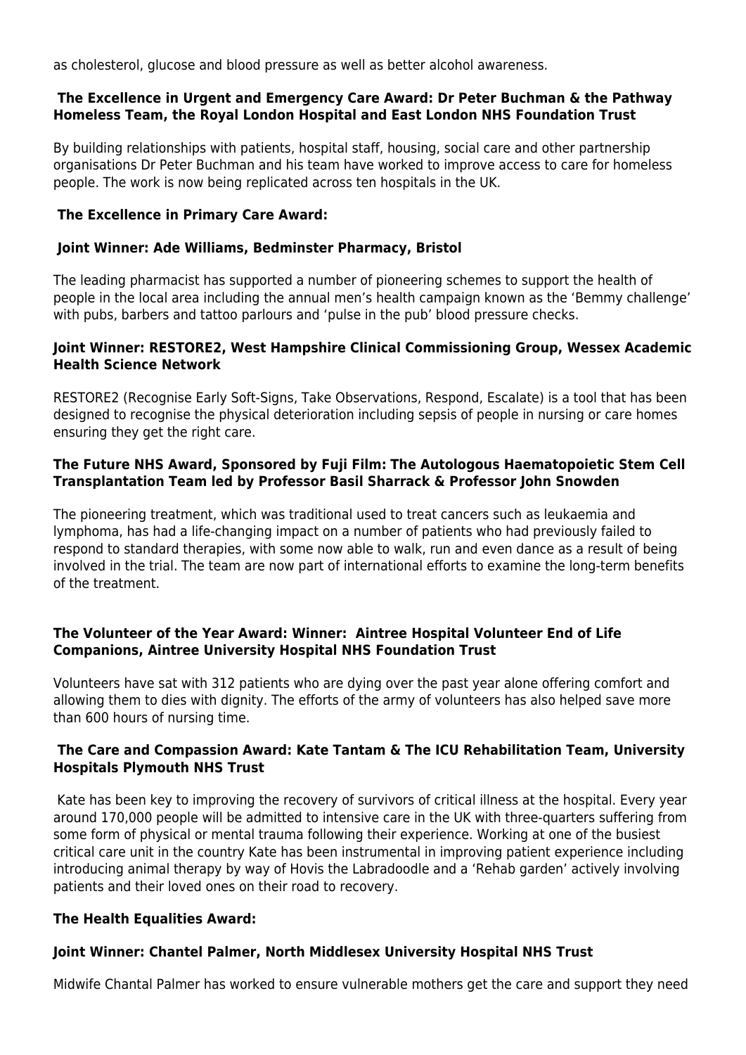as cholesterol, glucose and blood pressure as well as better alcohol awareness.

**The Excellence in Urgent and Emergency Care Award: Dr Peter Buchman & the Pathway Homeless Team, the Royal London Hospital and East London NHS Foundation Trust**

By building relationships with patients, hospital staff, housing, social care and other partnership organisations Dr Peter Buchman and his team have worked to improve access to care for homeless people. The work is now being replicated across ten hospitals in the UK.

**The Excellence in Primary Care Award:**

**Joint Winner: Ade Williams, Bedminster Pharmacy, Bristol**

The leading pharmacist has supported a number of pioneering schemes to support the health of people in the local area including the annual men's health campaign known as the 'Bemmy challenge' with pubs, barbers and tattoo parlours and 'pulse in the pub' blood pressure checks.

**Joint Winner: RESTORE2, West Hampshire Clinical Commissioning Group, Wessex Academic Health Science Network**

RESTORE2 (Recognise Early Soft-Signs, Take Observations, Respond, Escalate) is a tool that has been designed to recognise the physical deterioration including sepsis of people in nursing or care homes ensuring they get the right care.

**The Future NHS Award, Sponsored by Fuji Film: The Autologous Haematopoietic Stem Cell Transplantation Team led by Professor Basil Sharrack & Professor John Snowden**

The pioneering treatment, which was traditional used to treat cancers such as leukaemia and lymphoma, has had a life-changing impact on a number of patients who had previously failed to respond to standard therapies, with some now able to walk, run and even dance as a result of being involved in the trial. The team are now part of international efforts to examine the long-term benefits of the treatment.

**The Volunteer of the Year Award: Winner: Aintree Hospital Volunteer End of Life Companions, Aintree University Hospital NHS Foundation Trust**

Volunteers have sat with 312 patients who are dying over the past year alone offering comfort and allowing them to dies with dignity. The efforts of the army of volunteers has also helped save more than 600 hours of nursing time.

**The Care and Compassion Award: Kate Tantam & The ICU Rehabilitation Team, University Hospitals Plymouth NHS Trust**

Kate has been key to improving the recovery of survivors of critical illness at the hospital. Every year around 170,000 people will be admitted to intensive care in the UK with three-quarters suffering from some form of physical or mental trauma following their experience. Working at one of the busiest critical care unit in the country Kate has been instrumental in improving patient experience including introducing animal therapy by way of Hovis the Labradoodle and a 'Rehab garden' actively involving patients and their loved ones on their road to recovery.

**The Health Equalities Award:**

**Joint Winner: Chantel Palmer, North Middlesex University Hospital NHS Trust**

Midwife Chantal Palmer has worked to ensure vulnerable mothers get the care and support they need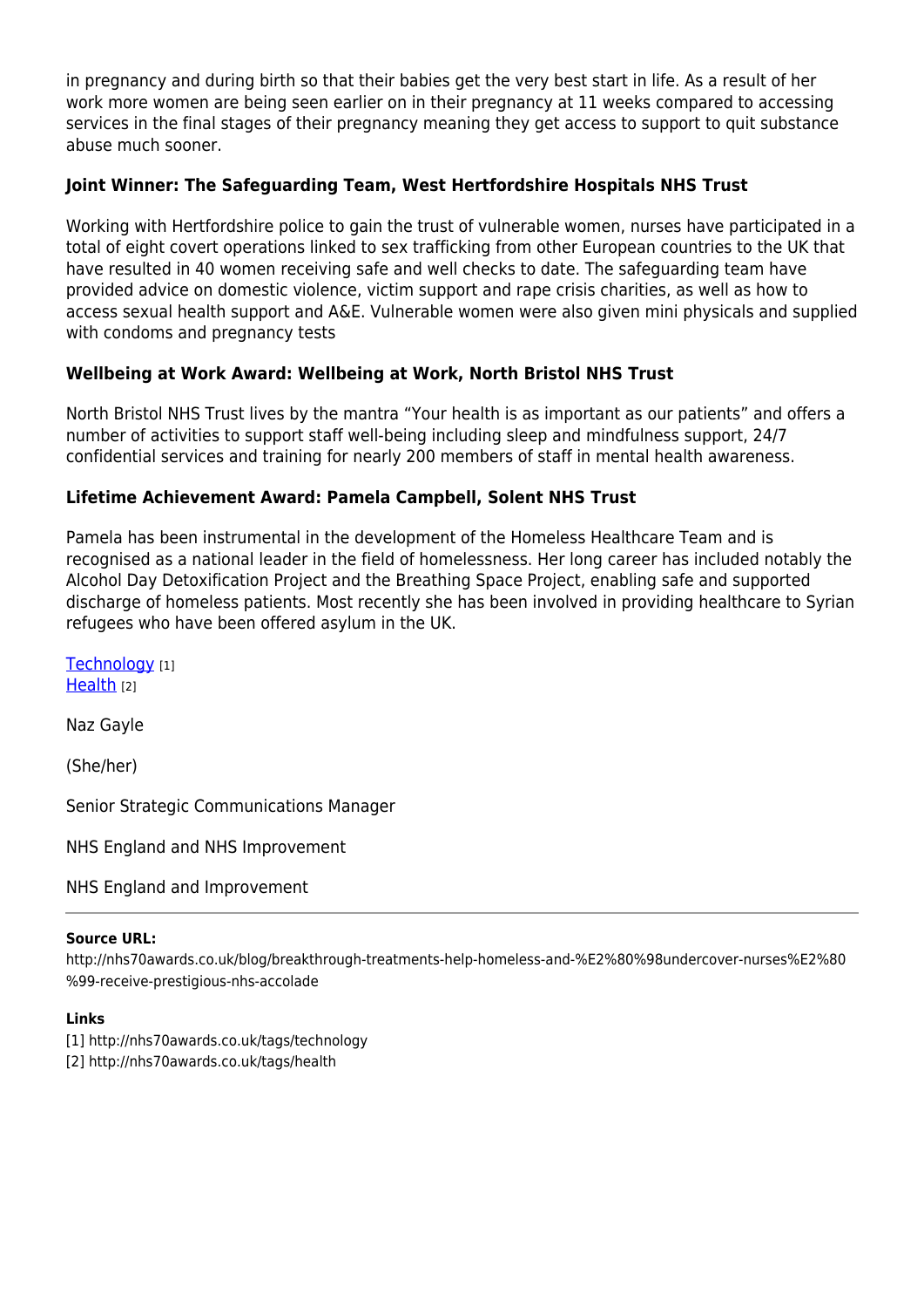in pregnancy and during birth so that their babies get the very best start in life. As a result of her work more women are being seen earlier on in their pregnancy at 11 weeks compared to accessing services in the final stages of their pregnancy meaning they get access to support to quit substance abuse much sooner.

**Joint Winner: The Safeguarding Team, West Hertfordshire Hospitals NHS Trust**

Working with Hertfordshire police to gain the trust of vulnerable women, nurses have participated in a total of eight covert operations linked to sex trafficking from other European countries to the UK that have resulted in 40 women receiving safe and well checks to date. The safeguarding team have provided advice on domestic violence, victim support and rape crisis charities, as well as how to access sexual health support and A&E. Vulnerable women were also given mini physicals and supplied with condoms and pregnancy tests

**Wellbeing at Work Award: Wellbeing at Work, North Bristol NHS Trust**

North Bristol NHS Trust lives by the mantra "Your health is as important as our patients" and offers a number of activities to support staff well-being including sleep and mindfulness support, 24/7 confidential services and training for nearly 200 members of staff in mental health awareness.

**Lifetime Achievement Award: Pamela Campbell, Solent NHS Trust**

Pamela has been instrumental in the development of the Homeless Healthcare Team and is recognised as a national leader in the field of homelessness. Her long career has included notably the Alcohol Day Detoxification Project and the Breathing Space Project, enabling safe and supported discharge of homeless patients. Most recently she has been involved in providing healthcare to Syrian refugees who have been offered asylum in the UK.

Technology [1]
Health [2]

Naz Gayle

(She/her)

Senior Strategic Communications Manager

NHS England and NHS Improvement

NHS England and Improvement

---

**Source URL:**
http://nhs70awards.co.uk/blog/breakthrough-treatments-help-homeless-and-%E2%80%98undercover-nurses%E2%80%99-receive-prestigious-nhs-accolade

**Links**
[1] http://nhs70awards.co.uk/tags/technology
[2] http://nhs70awards.co.uk/tags/health